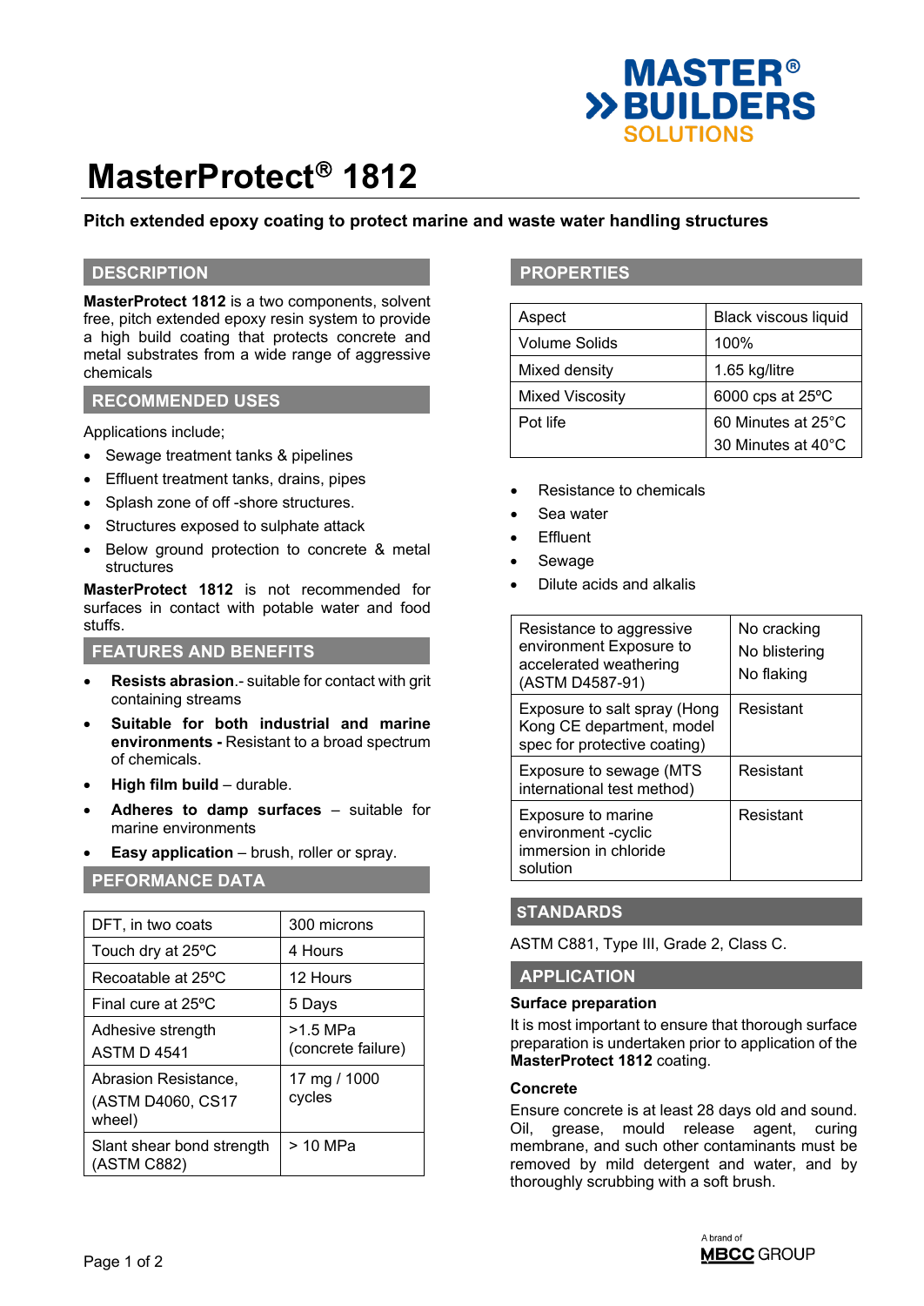# MasterProtect® 1812

**Pitch extended epoxy coating to protect marine and waste water handling structures**

## DESCRIPTION

**MasterProtect 1812** is a two components, solvent free, pitch extended epoxy resin system to provide a high build coating that protects concrete and metal substrates from a wide range of aggressive chemicals

## RECOMMENDED USES

Applications include;

- Sewage treatment tanks & pipelines
- Effluent treatment tanks, drains, pipes
- Splash zone of off -shore structures.
- Structures exposed to sulphate attack
- Below ground protection to concrete & metal structures

**MasterProtect 1812** is not recommended for surfaces in contact with potable water and food stuffs.

## FEATURES AND BENEFITS

- **Resists abrasion**.- suitable for contact with grit containing streams
- **Suitable for both industrial and marine environments -** Resistant to a broad spectrum of chemicals.
- **High film build** – durable.
- **Adheres to damp surfaces** – suitable for marine environments
- **Easy application** – brush, roller or spray.

## PEFORMANCE DATA

| | |
|---|---|
| DFT, in two coats | 300 microns |
| Touch dry at 25ºC | 4 Hours |
| Recoatable at 25ºC | 12 Hours |
| Final cure at 25ºC | 5 Days |
| Adhesive strength ASTM D 4541 | >1.5 MPa (concrete failure) |
| Abrasion Resistance, (ASTM D4060, CS17 wheel) | 17 mg / 1000 cycles |
| Slant shear bond strength (ASTM C882) | > 10 MPa |

## PROPERTIES

| | |
|---|---|
| Aspect | Black viscous liquid |
| Volume Solids | 100% |
| Mixed density | 1.65 kg/litre |
| Mixed Viscosity | 6000 cps at 25ºC |
| Pot life | 60 Minutes at 25°C<br>30 Minutes at 40°C |

- Resistance to chemicals
- Sea water
- Effluent
- Sewage
- Dilute acids and alkalis

| | |
|---|---|
| Resistance to aggressive environment Exposure to accelerated weathering (ASTM D4587-91) | No cracking<br>No blistering<br>No flaking |
| Exposure to salt spray (Hong Kong CE department, model spec for protective coating) | Resistant |
| Exposure to sewage (MTS international test method) | Resistant |
| Exposure to marine environment -cyclic immersion in chloride solution | Resistant |

## STANDARDS

ASTM C881, Type III, Grade 2, Class C.

## APPLICATION

### Surface preparation

It is most important to ensure that thorough surface preparation is undertaken prior to application of the **MasterProtect 1812** coating.

### Concrete

Ensure concrete is at least 28 days old and sound. Oil, grease, mould release agent, curing membrane, and such other contaminants must be removed by mild detergent and water, and by thoroughly scrubbing with a soft brush.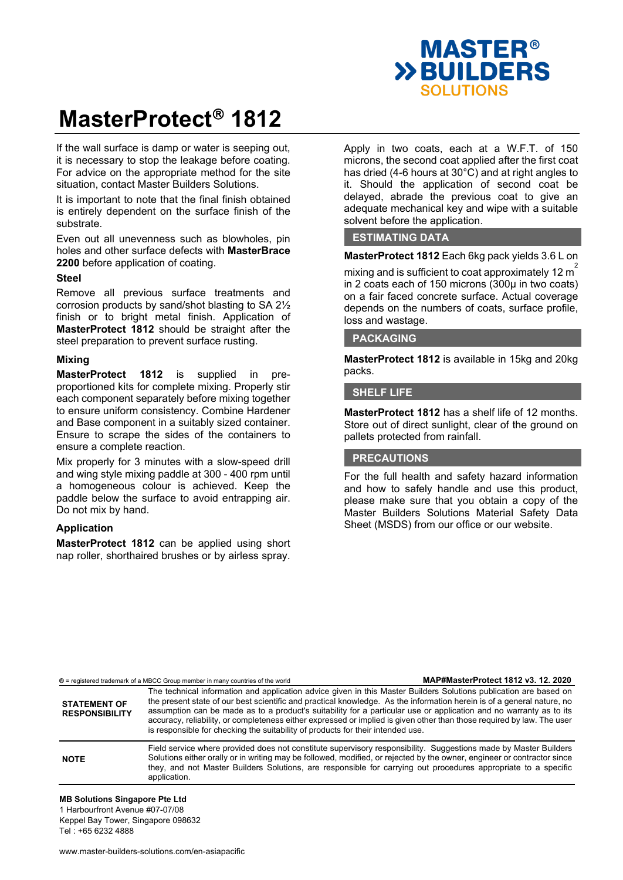# MasterProtect® 1812

If the wall surface is damp or water is seeping out, it is necessary to stop the leakage before coating. For advice on the appropriate method for the site situation, contact Master Builders Solutions.

It is important to note that the final finish obtained is entirely dependent on the surface finish of the substrate.

Even out all unevenness such as blowholes, pin holes and other surface defects with **MasterBrace 2200** before application of coating.

### Steel

Remove all previous surface treatments and corrosion products by sand/shot blasting to SA 2½ finish or to bright metal finish. Application of **MasterProtect 1812** should be straight after the steel preparation to prevent surface rusting.

### Mixing

**MasterProtect 1812** is supplied in pre-proportioned kits for complete mixing. Properly stir each component separately before mixing together to ensure uniform consistency. Combine Hardener and Base component in a suitably sized container. Ensure to scrape the sides of the containers to ensure a complete reaction.

Mix properly for 3 minutes with a slow-speed drill and wing style mixing paddle at 300 - 400 rpm until a homogeneous colour is achieved. Keep the paddle below the surface to avoid entrapping air. Do not mix by hand.

### Application

**MasterProtect 1812** can be applied using short nap roller, shorthaired brushes or by airless spray.

Apply in two coats, each at a W.F.T. of 150 microns, the second coat applied after the first coat has dried (4-6 hours at 30°C) and at right angles to it. Should the application of second coat be delayed, abrade the previous coat to give an adequate mechanical key and wipe with a suitable solvent before the application.

## ESTIMATING DATA

**MasterProtect 1812** Each 6kg pack yields 3.6 L on mixing and is sufficient to coat approximately 12 $m^2$ in 2 coats each of 150 microns (300μ in two coats) on a fair faced concrete surface. Actual coverage depends on the numbers of coats, surface profile, loss and wastage.

## PACKAGING

**MasterProtect 1812** is available in 15kg and 20kg packs.

## SHELF LIFE

**MasterProtect 1812** has a shelf life of 12 months. Store out of direct sunlight, clear of the ground on pallets protected from rainfall.

## PRECAUTIONS

For the full health and safety hazard information and how to safely handle and use this product, please make sure that you obtain a copy of the Master Builders Solutions Material Safety Data Sheet (MSDS) from our office or our website.

® = registered trademark of a MBCC Group member in many countries of the world

**MAP#MasterProtect 1812 v3. 12. 2020**

| | |
|---|---|
| **STATEMENT OF RESPONSIBILITY** | The technical information and application advice given in this Master Builders Solutions publication are based on the present state of our best scientific and practical knowledge. As the information herein is of a general nature, no assumption can be made as to a product's suitability for a particular use or application and no warranty as to its accuracy, reliability, or completeness either expressed or implied is given other than those required by law. The user is responsible for checking the suitability of products for their intended use. |
| **NOTE** | Field service where provided does not constitute supervisory responsibility. Suggestions made by Master Builders Solutions either orally or in writing may be followed, modified, or rejected by the owner, engineer or contractor since they, and not Master Builders Solutions, are responsible for carrying out procedures appropriate to a specific application. |

**MB Solutions Singapore Pte Ltd**
1 Harbourfront Avenue #07-07/08
Keppel Bay Tower, Singapore 098632
Tel : +65 6232 4888

www.master-builders-solutions.com/en-asiapacific